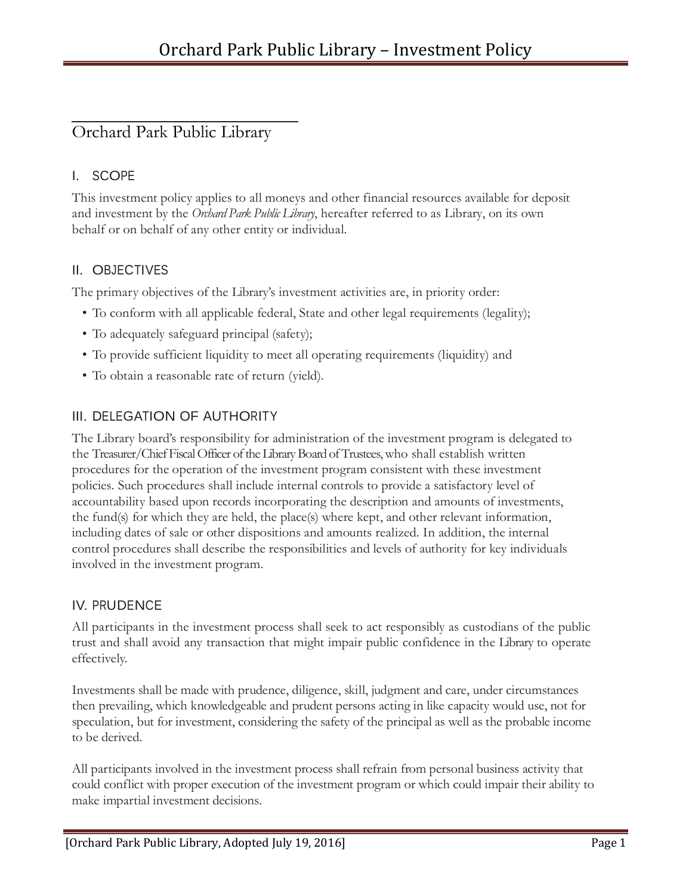# Orchard Park Public Library

## I. SCOPE

This investment policy applies to all moneys and other financial resources available for deposit and investment by the *Orchard Park Public Library*, hereafter referred to as Library, on its own behalf or on behalf of any other entity or individual.

## II. OBJECTIVES

The primary objectives of the Library's investment activities are, in priority order:

- To conform with all applicable federal, State and other legal requirements (legality);
- To adequately safeguard principal (safety);
- To provide sufficient liquidity to meet all operating requirements (liquidity) and
- To obtain a reasonable rate of return (yield).

## III. DELEGATION OF AUTHORITY

The Library board's responsibility for administration of the investment program is delegated to the Treasurer/Chief Fiscal Officer of the Library Board of Trustees, who shall establish written procedures for the operation of the investment program consistent with these investment policies. Such procedures shall include internal controls to provide a satisfactory level of accountability based upon records incorporating the description and amounts of investments, the fund(s) for which they are held, the place(s) where kept, and other relevant information, including dates of sale or other dispositions and amounts realized. In addition, the internal control procedures shall describe the responsibilities and levels of authority for key individuals involved in the investment program.

## IV. PRUDENCE

All participants in the investment process shall seek to act responsibly as custodians of the public trust and shall avoid any transaction that might impair public confidence in the Library to operate effectively.

Investments shall be made with prudence, diligence, skill, judgment and care, under circumstances then prevailing, which knowledgeable and prudent persons acting in like capacity would use, not for speculation, but for investment, considering the safety of the principal as well as the probable income to be derived.

All participants involved in the investment process shall refrain from personal business activity that could conflict with proper execution of the investment program or which could impair their ability to make impartial investment decisions.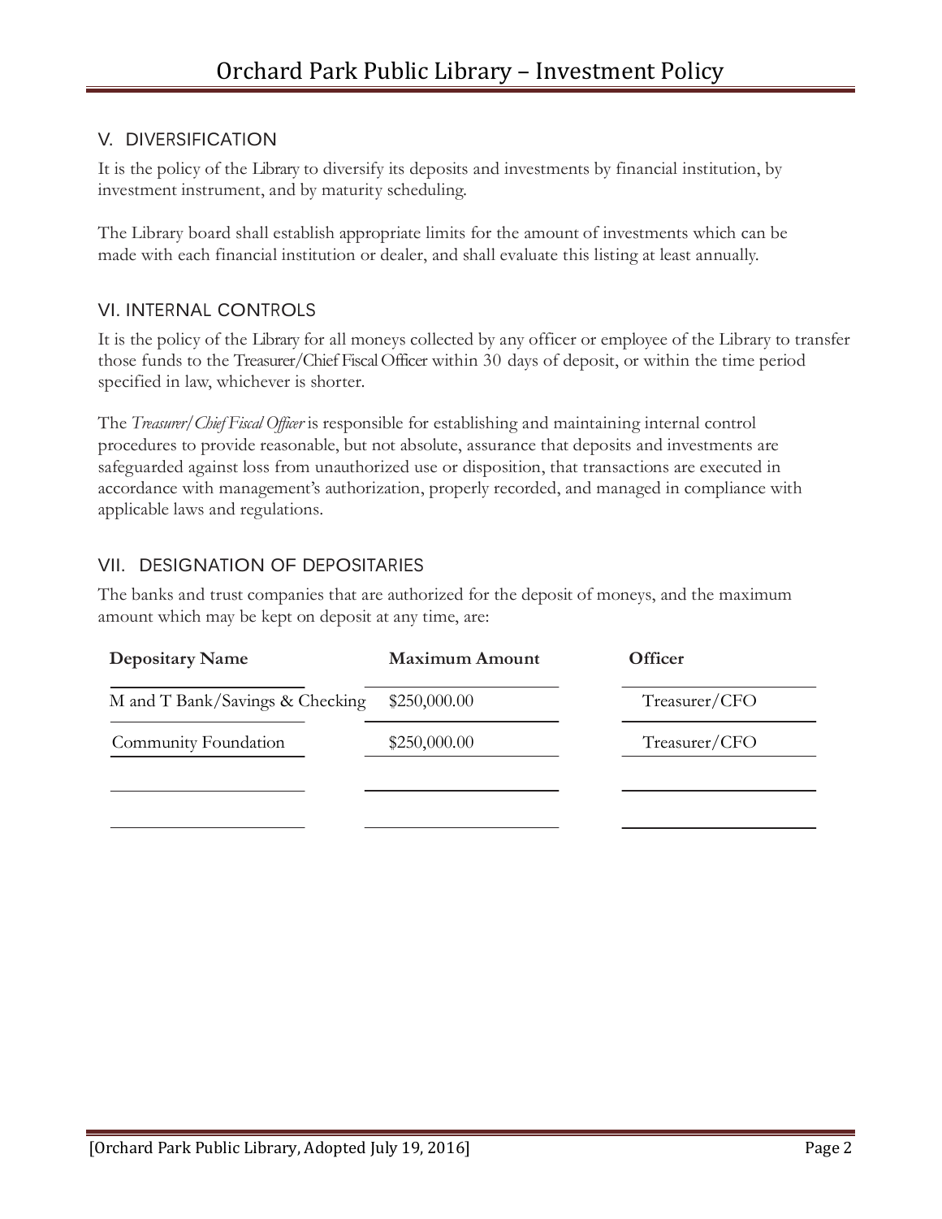## V. DIVERSIFICATION

It is the policy of the Library to diversify its deposits and investments by financial institution, by investment instrument, and by maturity scheduling.

The Library board shall establish appropriate limits for the amount of investments which can be made with each financial institution or dealer, and shall evaluate this listing at least annually.

## VI. INTERNAL CONTROLS

It is the policy of the Library for all moneys collected by any officer or employee of the Library to transfer those funds to the Treasurer/Chief Fiscal Officer within 30 days of deposit, or within the time period specified in law, whichever is shorter.

The *Treasurer/Chief Fiscal Officer* is responsible for establishing and maintaining internal control procedures to provide reasonable, but not absolute, assurance that deposits and investments are safeguarded against loss from unauthorized use or disposition, that transactions are executed in accordance with management's authorization, properly recorded, and managed in compliance with applicable laws and regulations.

## VII. DESIGNATION OF DEPOSITARIES

The banks and trust companies that are authorized for the deposit of moneys, and the maximum amount which may be kept on deposit at any time, are:

| Depositary Name | Maximum Amount | Officer |
|---|---|---|
| M and T Bank/Savings & Checking | $250,000.00 | Treasurer/CFO |
| Community Foundation | $250,000.00 | Treasurer/CFO |
| | | |
| | | |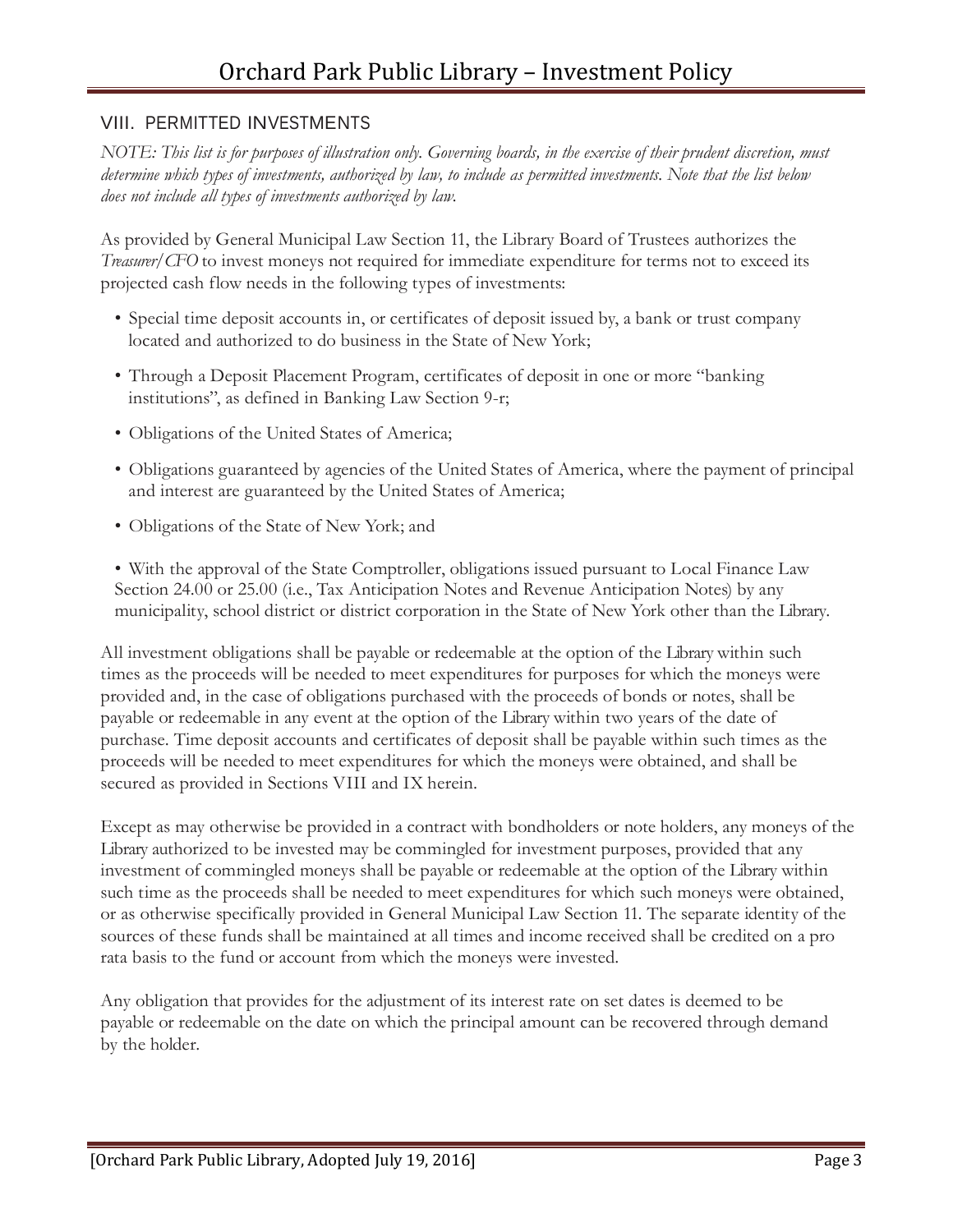## VIII. PERMITTED INVESTMENTS

*NOTE: This list is for purposes of illustration only. Governing boards, in the exercise of their prudent discretion, must determine which types of investments, authorized by law, to include as permitted investments. Note that the list below does not include all types of investments authorized by law.*

As provided by General Municipal Law Section 11, the Library Board of Trustees authorizes the *Treasurer/CFO* to invest moneys not required for immediate expenditure for terms not to exceed its projected cash flow needs in the following types of investments:

- Special time deposit accounts in, or certificates of deposit issued by, a bank or trust company located and authorized to do business in the State of New York;
- Through a Deposit Placement Program, certificates of deposit in one or more "banking institutions", as defined in Banking Law Section 9-r;
- Obligations of the United States of America;
- Obligations guaranteed by agencies of the United States of America, where the payment of principal and interest are guaranteed by the United States of America;
- Obligations of the State of New York; and
- With the approval of the State Comptroller, obligations issued pursuant to Local Finance Law Section 24.00 or 25.00 (i.e., Tax Anticipation Notes and Revenue Anticipation Notes) by any municipality, school district or district corporation in the State of New York other than the Library.

All investment obligations shall be payable or redeemable at the option of the Library within such times as the proceeds will be needed to meet expenditures for purposes for which the moneys were provided and, in the case of obligations purchased with the proceeds of bonds or notes, shall be payable or redeemable in any event at the option of the Library within two years of the date of purchase. Time deposit accounts and certificates of deposit shall be payable within such times as the proceeds will be needed to meet expenditures for which the moneys were obtained, and shall be secured as provided in Sections VIII and IX herein.

Except as may otherwise be provided in a contract with bondholders or note holders, any moneys of the Library authorized to be invested may be commingled for investment purposes, provided that any investment of commingled moneys shall be payable or redeemable at the option of the Library within such time as the proceeds shall be needed to meet expenditures for which such moneys were obtained, or as otherwise specifically provided in General Municipal Law Section 11. The separate identity of the sources of these funds shall be maintained at all times and income received shall be credited on a pro rata basis to the fund or account from which the moneys were invested.

Any obligation that provides for the adjustment of its interest rate on set dates is deemed to be payable or redeemable on the date on which the principal amount can be recovered through demand by the holder.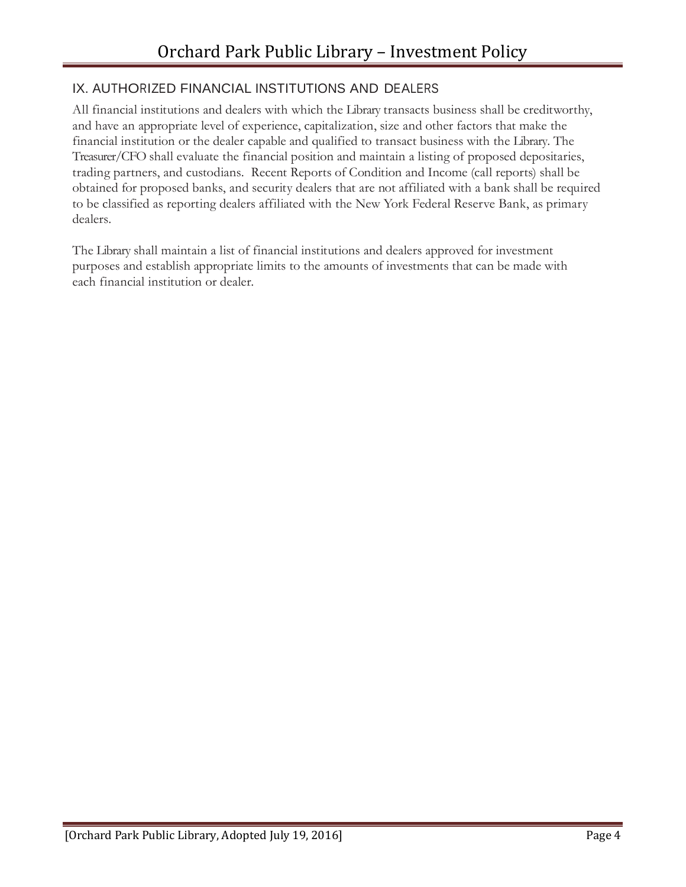## IX. AUTHORIZED FINANCIAL INSTITUTIONS AND DEALERS

All financial institutions and dealers with which the Library transacts business shall be creditworthy, and have an appropriate level of experience, capitalization, size and other factors that make the financial institution or the dealer capable and qualified to transact business with the Library. The Treasurer/CFO shall evaluate the financial position and maintain a listing of proposed depositaries, trading partners, and custodians. Recent Reports of Condition and Income (call reports) shall be obtained for proposed banks, and security dealers that are not affiliated with a bank shall be required to be classified as reporting dealers affiliated with the New York Federal Reserve Bank, as primary dealers.

The Library shall maintain a list of financial institutions and dealers approved for investment purposes and establish appropriate limits to the amounts of investments that can be made with each financial institution or dealer.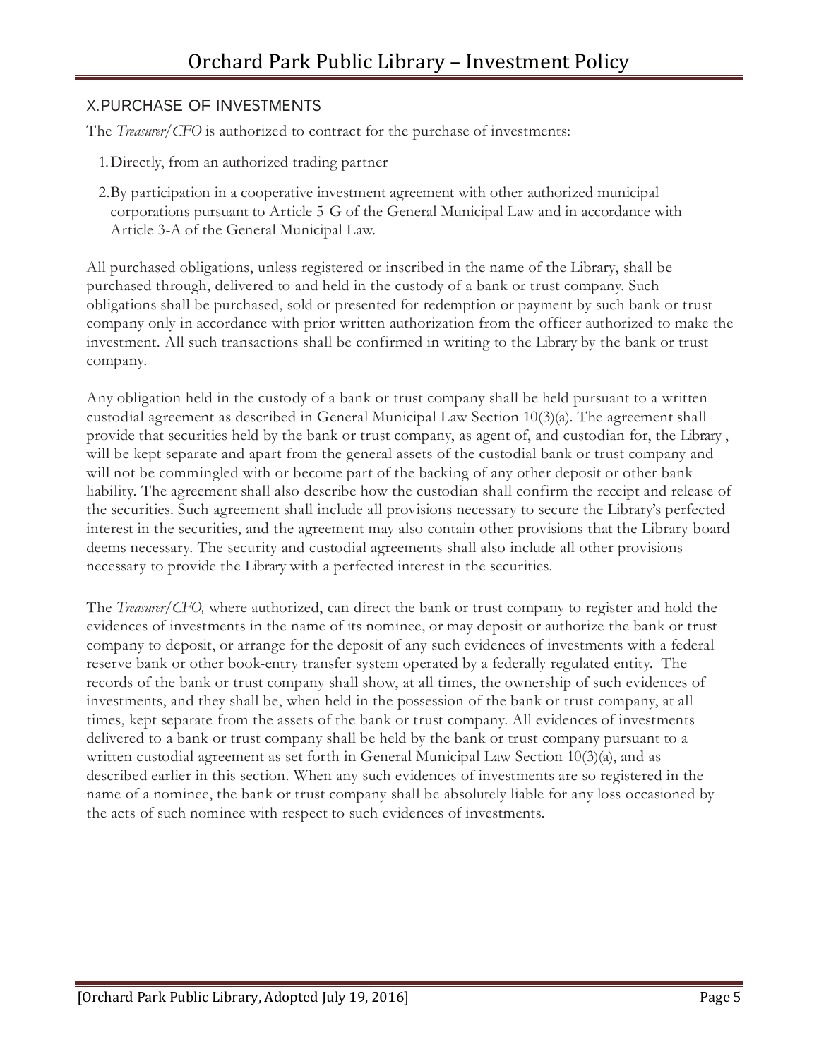## X. PURCHASE OF INVESTMENTS

The *Treasurer/CFO* is authorized to contract for the purchase of investments:

1. Directly, from an authorized trading partner
2. By participation in a cooperative investment agreement with other authorized municipal corporations pursuant to Article 5-G of the General Municipal Law and in accordance with Article 3-A of the General Municipal Law.

All purchased obligations, unless registered or inscribed in the name of the Library, shall be purchased through, delivered to and held in the custody of a bank or trust company. Such obligations shall be purchased, sold or presented for redemption or payment by such bank or trust company only in accordance with prior written authorization from the officer authorized to make the investment. All such transactions shall be confirmed in writing to the Library by the bank or trust company.

Any obligation held in the custody of a bank or trust company shall be held pursuant to a written custodial agreement as described in General Municipal Law Section 10(3)(a). The agreement shall provide that securities held by the bank or trust company, as agent of, and custodian for, the Library , will be kept separate and apart from the general assets of the custodial bank or trust company and will not be commingled with or become part of the backing of any other deposit or other bank liability. The agreement shall also describe how the custodian shall confirm the receipt and release of the securities. Such agreement shall include all provisions necessary to secure the Library's perfected interest in the securities, and the agreement may also contain other provisions that the Library board deems necessary. The security and custodial agreements shall also include all other provisions necessary to provide the Library with a perfected interest in the securities.

The *Treasurer/CFO,* where authorized, can direct the bank or trust company to register and hold the evidences of investments in the name of its nominee, or may deposit or authorize the bank or trust company to deposit, or arrange for the deposit of any such evidences of investments with a federal reserve bank or other book-entry transfer system operated by a federally regulated entity. The records of the bank or trust company shall show, at all times, the ownership of such evidences of investments, and they shall be, when held in the possession of the bank or trust company, at all times, kept separate from the assets of the bank or trust company. All evidences of investments delivered to a bank or trust company shall be held by the bank or trust company pursuant to a written custodial agreement as set forth in General Municipal Law Section 10(3)(a), and as described earlier in this section. When any such evidences of investments are so registered in the name of a nominee, the bank or trust company shall be absolutely liable for any loss occasioned by the acts of such nominee with respect to such evidences of investments.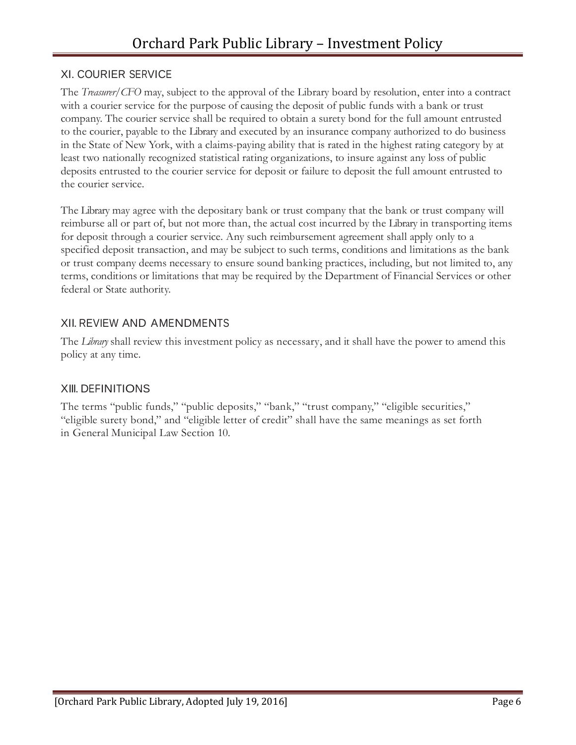## XI. COURIER SERVICE

The *Treasurer/CFO* may, subject to the approval of the Library board by resolution, enter into a contract with a courier service for the purpose of causing the deposit of public funds with a bank or trust company. The courier service shall be required to obtain a surety bond for the full amount entrusted to the courier, payable to the Library and executed by an insurance company authorized to do business in the State of New York, with a claims-paying ability that is rated in the highest rating category by at least two nationally recognized statistical rating organizations, to insure against any loss of public deposits entrusted to the courier service for deposit or failure to deposit the full amount entrusted to the courier service.

The Library may agree with the depositary bank or trust company that the bank or trust company will reimburse all or part of, but not more than, the actual cost incurred by the Library in transporting items for deposit through a courier service. Any such reimbursement agreement shall apply only to a specified deposit transaction, and may be subject to such terms, conditions and limitations as the bank or trust company deems necessary to ensure sound banking practices, including, but not limited to, any terms, conditions or limitations that may be required by the Department of Financial Services or other federal or State authority.

## XII. REVIEW AND AMENDMENTS

The *Library* shall review this investment policy as necessary, and it shall have the power to amend this policy at any time.

## XIII. DEFINITIONS

The terms "public funds," "public deposits," "bank," "trust company," "eligible securities," "eligible surety bond," and "eligible letter of credit" shall have the same meanings as set forth in General Municipal Law Section 10.